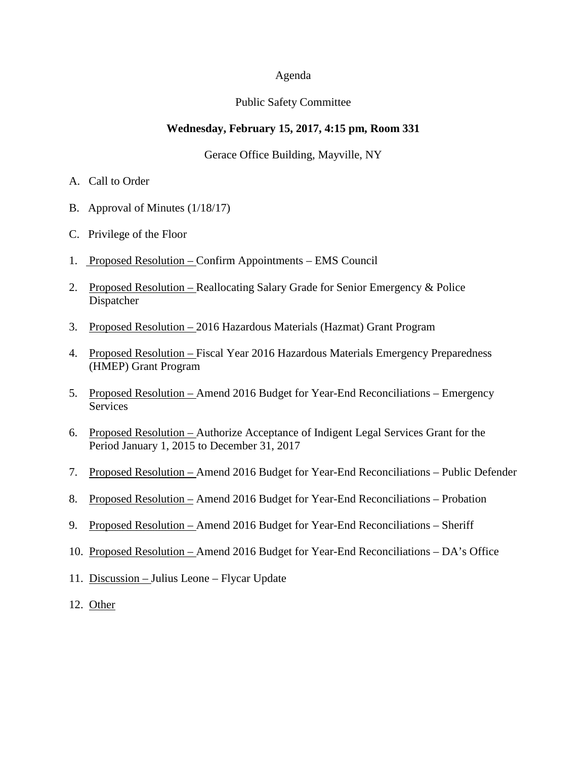# Agenda

## Public Safety Committee

**Wednesday, February 15, 2017, 4:15 pm, Room 331**

Gerace Office Building, Mayville, NY

A. Call to Order

B. Approval of Minutes (1/18/17)

C. Privilege of the Floor

1. Proposed Resolution – Confirm Appointments – EMS Council

2. Proposed Resolution – Reallocating Salary Grade for Senior Emergency & Police Dispatcher

3. Proposed Resolution – 2016 Hazardous Materials (Hazmat) Grant Program

4. Proposed Resolution – Fiscal Year 2016 Hazardous Materials Emergency Preparedness (HMEP) Grant Program

5. Proposed Resolution – Amend 2016 Budget for Year-End Reconciliations – Emergency Services

6. Proposed Resolution – Authorize Acceptance of Indigent Legal Services Grant for the Period January 1, 2015 to December 31, 2017

7. Proposed Resolution – Amend 2016 Budget for Year-End Reconciliations – Public Defender

8. Proposed Resolution – Amend 2016 Budget for Year-End Reconciliations – Probation

9. Proposed Resolution – Amend 2016 Budget for Year-End Reconciliations – Sheriff

10. Proposed Resolution – Amend 2016 Budget for Year-End Reconciliations – DA's Office

11. Discussion – Julius Leone – Flycar Update

12. Other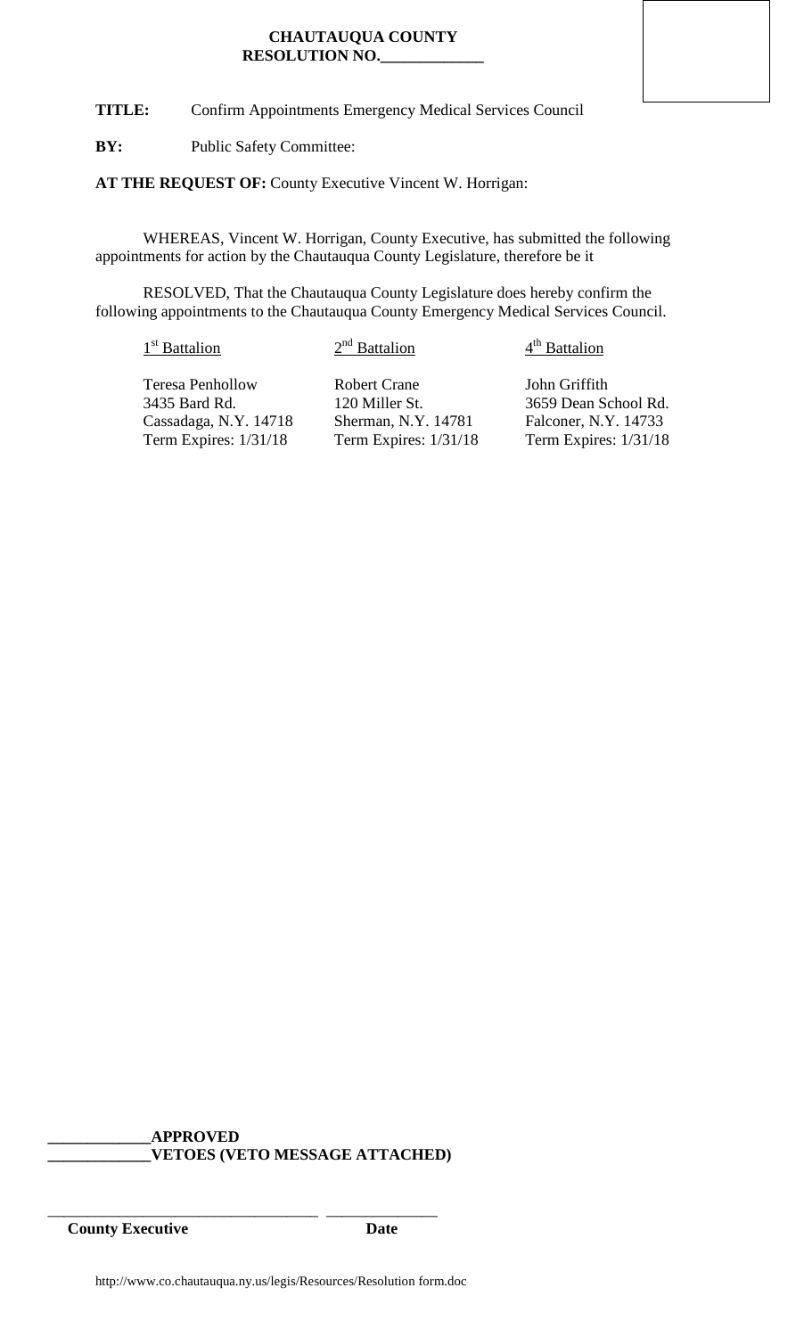**CHAUTAUQUA COUNTY**
**RESOLUTION NO.\_\_\_\_\_\_\_\_\_\_\_\_\_**

**TITLE:** Confirm Appointments Emergency Medical Services Council

**BY:** Public Safety Committee:

**AT THE REQUEST OF:** County Executive Vincent W. Horrigan:

WHEREAS, Vincent W. Horrigan, County Executive, has submitted the following appointments for action by the Chautauqua County Legislature, therefore be it

RESOLVED, That the Chautauqua County Legislature does hereby confirm the following appointments to the Chautauqua County Emergency Medical Services Council.

| 1st Battalion | 2nd Battalion | 4th Battalion |
|---|---|---|
| Teresa Penhollow | Robert Crane | John Griffith |
| 3435 Bard Rd. | 120 Miller St. | 3659 Dean School Rd. |
| Cassadaga, N.Y. 14718 | Sherman, N.Y. 14781 | Falconer, N.Y. 14733 |
| Term Expires: 1/31/18 | Term Expires: 1/31/18 | Term Expires: 1/31/18 |

\_\_\_\_\_\_\_\_\_\_\_\_\_**APPROVED**
\_\_\_\_\_\_\_\_\_\_\_\_\_**VETOES (VETO MESSAGE ATTACHED)**

\_\_\_\_\_\_\_\_\_\_\_\_\_\_\_\_\_\_\_\_\_\_\_\_\_\_\_\_\_\_\_\_\_\_\_ \_\_\_\_\_\_\_\_\_\_\_\_\_\_
**County Executive** **Date**

http://www.co.chautauqua.ny.us/legis/Resources/Resolution form.doc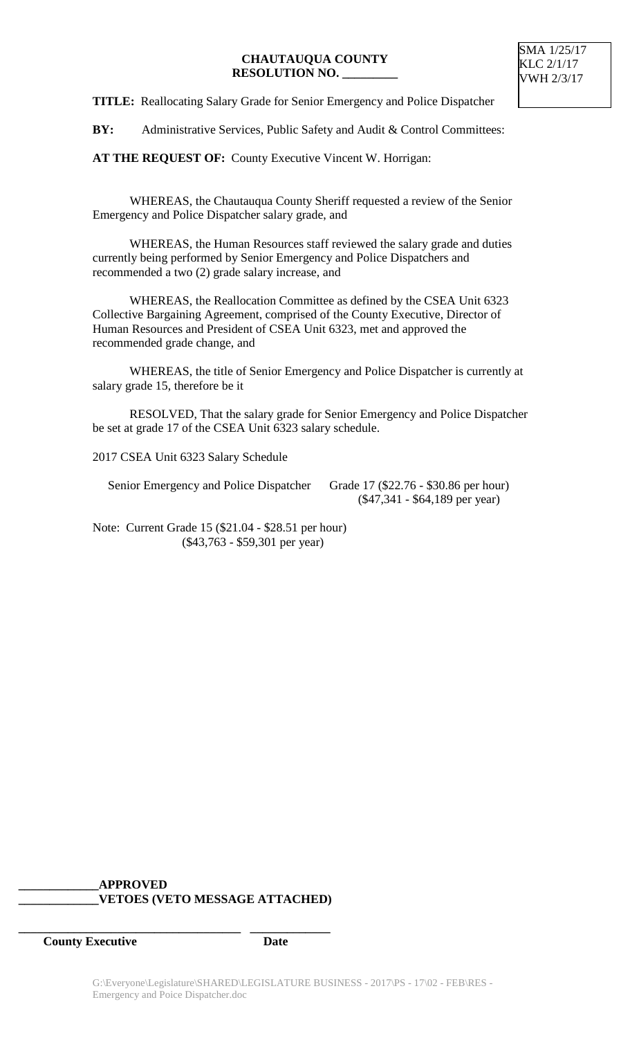SMA 1/25/17
KLC 2/1/17
VWH 2/3/17

**CHAUTAUQUA COUNTY**
**RESOLUTION NO. _________**

**TITLE:** Reallocating Salary Grade for Senior Emergency and Police Dispatcher

**BY:** Administrative Services, Public Safety and Audit & Control Committees:

**AT THE REQUEST OF:** County Executive Vincent W. Horrigan:

WHEREAS, the Chautauqua County Sheriff requested a review of the Senior Emergency and Police Dispatcher salary grade, and

WHEREAS, the Human Resources staff reviewed the salary grade and duties currently being performed by Senior Emergency and Police Dispatchers and recommended a two (2) grade salary increase, and

WHEREAS, the Reallocation Committee as defined by the CSEA Unit 6323 Collective Bargaining Agreement, comprised of the County Executive, Director of Human Resources and President of CSEA Unit 6323, met and approved the recommended grade change, and

WHEREAS, the title of Senior Emergency and Police Dispatcher is currently at salary grade 15, therefore be it

RESOLVED, That the salary grade for Senior Emergency and Police Dispatcher be set at grade 17 of the CSEA Unit 6323 salary schedule.

2017 CSEA Unit 6323 Salary Schedule

Senior Emergency and Police Dispatcher Grade 17 ($22.76 - $30.86 per hour)
($47,341 - $64,189 per year)

Note: Current Grade 15 ($21.04 - $28.51 per hour)
($43,763 - $59,301 per year)

**_____________APPROVED**
**_____________VETOES (VETO MESSAGE ATTACHED)**

**_____________________________________ _____________**
**County Executive Date**

G:\Everyone\Legislature\SHARED\LEGISLATURE BUSINESS - 2017\PS - 17\02 - FEB\RES - Emergency and Poice Dispatcher.doc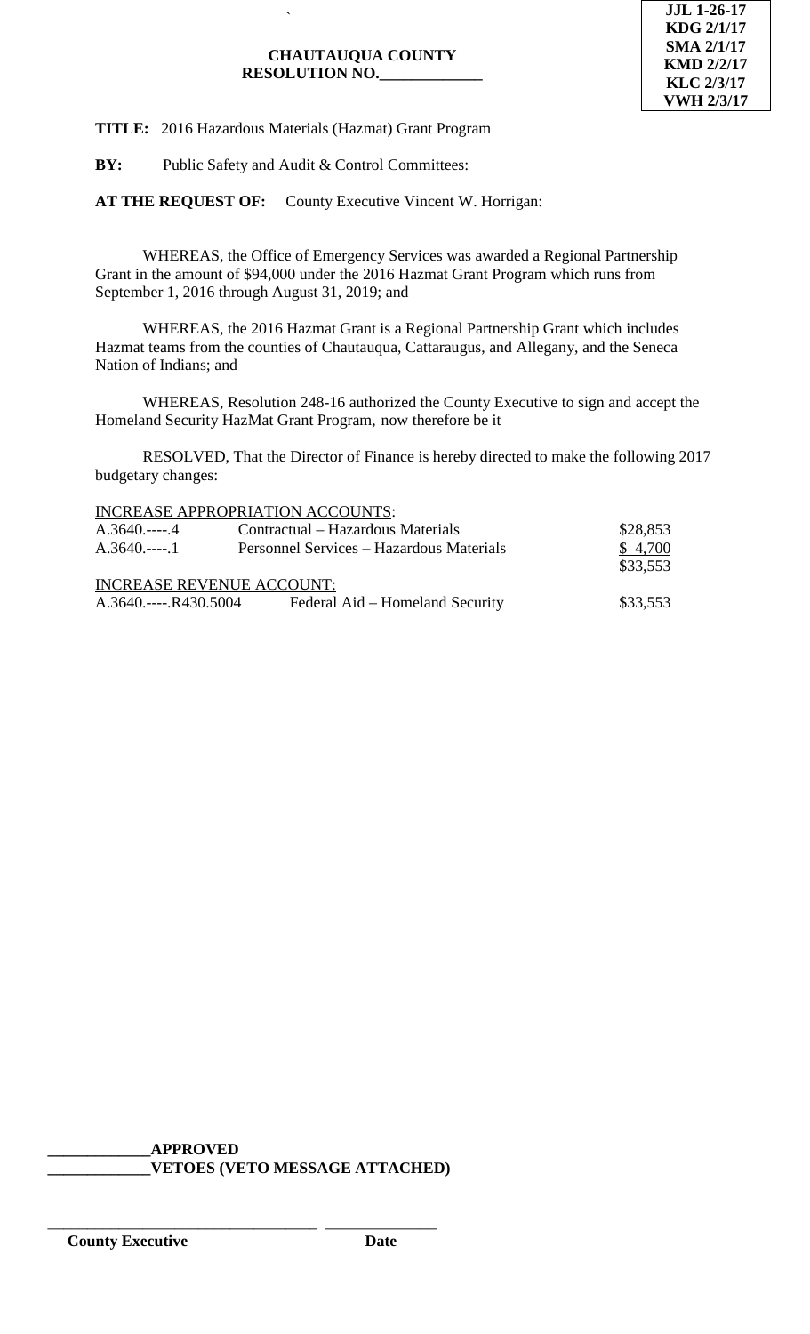JJL 1-26-17
KDG 2/1/17
SMA 2/1/17
KMD 2/2/17
KLC 2/3/17
VWH 2/3/17

**CHAUTAUQUA COUNTY**
**RESOLUTION NO.\_\_\_\_\_\_\_\_\_\_\_\_\_**

**TITLE:** 2016 Hazardous Materials (Hazmat) Grant Program

**BY:** Public Safety and Audit & Control Committees:

**AT THE REQUEST OF:** County Executive Vincent W. Horrigan:

WHEREAS, the Office of Emergency Services was awarded a Regional Partnership Grant in the amount of $94,000 under the 2016 Hazmat Grant Program which runs from September 1, 2016 through August 31, 2019; and

WHEREAS, the 2016 Hazmat Grant is a Regional Partnership Grant which includes Hazmat teams from the counties of Chautauqua, Cattaraugus, and Allegany, and the Seneca Nation of Indians; and

WHEREAS, Resolution 248-16 authorized the County Executive to sign and accept the Homeland Security HazMat Grant Program, now therefore be it

RESOLVED, That the Director of Finance is hereby directed to make the following 2017 budgetary changes:

INCREASE APPROPRIATION ACCOUNTS:

| | | |
|---|---|---|
| A.3640.----.4 | Contractual – Hazardous Materials | $28,853 |
| A.3640.----.1 | Personnel Services – Hazardous Materials | $ 4,700 |
| | | $33,553 |

INCREASE REVENUE ACCOUNT:

| | | |
|---|---|---|
| A.3640.----.R430.5004 | Federal Aid – Homeland Security | $33,553 |

\_\_\_\_\_\_\_\_\_\_\_\_\_**APPROVED**
\_\_\_\_\_\_\_\_\_\_\_\_\_**VETOES (VETO MESSAGE ATTACHED)**

\_\_\_\_\_\_\_\_\_\_\_\_\_\_\_\_\_\_\_\_\_\_\_\_\_\_\_\_\_\_\_\_\_\_\_ \_\_\_\_\_\_\_\_\_\_\_\_\_\_\_
**County Executive** **Date**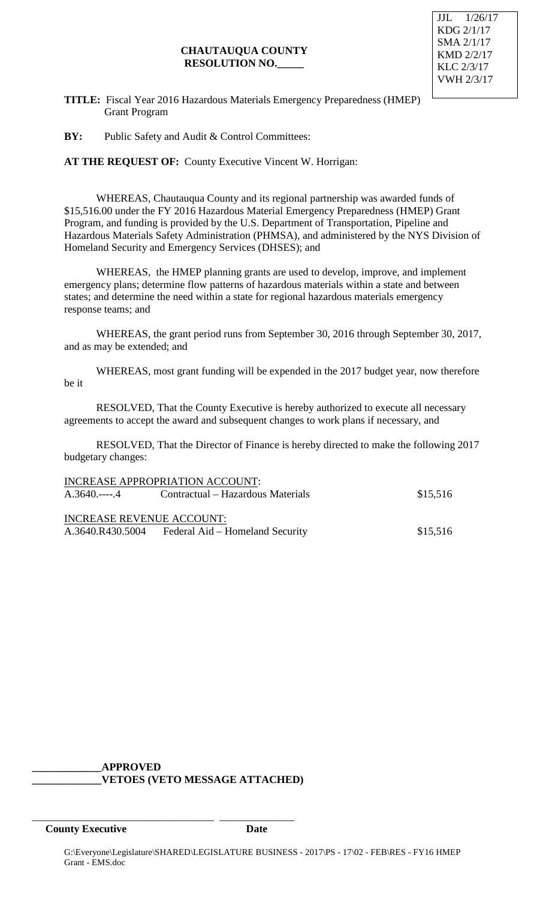JJL 1/26/17
KDG 2/1/17
SMA 2/1/17
KMD 2/2/17
KLC 2/3/17
VWH 2/3/17

**CHAUTAUQUA COUNTY**
**RESOLUTION NO.\_\_\_\_\_**

**TITLE:** Fiscal Year 2016 Hazardous Materials Emergency Preparedness (HMEP) Grant Program

**BY:** Public Safety and Audit & Control Committees:

**AT THE REQUEST OF:** County Executive Vincent W. Horrigan:

WHEREAS, Chautauqua County and its regional partnership was awarded funds of $15,516.00 under the FY 2016 Hazardous Material Emergency Preparedness (HMEP) Grant Program, and funding is provided by the U.S. Department of Transportation, Pipeline and Hazardous Materials Safety Administration (PHMSA), and administered by the NYS Division of Homeland Security and Emergency Services (DHSES); and

WHEREAS, the HMEP planning grants are used to develop, improve, and implement emergency plans; determine flow patterns of hazardous materials within a state and between states; and determine the need within a state for regional hazardous materials emergency response teams; and

WHEREAS, the grant period runs from September 30, 2016 through September 30, 2017, and as may be extended; and

WHEREAS, most grant funding will be expended in the 2017 budget year, now therefore be it

RESOLVED, That the County Executive is hereby authorized to execute all necessary agreements to accept the award and subsequent changes to work plans if necessary, and

RESOLVED, That the Director of Finance is hereby directed to make the following 2017 budgetary changes:

INCREASE APPROPRIATION ACCOUNT:

| | | |
|---|---|---|
| A.3640.----.4 | Contractual – Hazardous Materials | $15,516 |

INCREASE REVENUE ACCOUNT:

| | | |
|---|---|---|
| A.3640.R430.5004 | Federal Aid – Homeland Security | $15,516 |

\_\_\_\_\_\_\_\_\_\_\_\_\_**APPROVED**
\_\_\_\_\_\_\_\_\_\_\_\_\_**VETOES (VETO MESSAGE ATTACHED)**

\_\_\_\_\_\_\_\_\_\_\_\_\_\_\_\_\_\_\_\_\_\_\_\_\_\_\_\_\_\_\_\_\_\_ \_\_\_\_\_\_\_\_\_\_\_\_\_\_
**County Executive** **Date**

G:\Everyone\Legislature\SHARED\LEGISLATURE BUSINESS - 2017\PS - 17\02 - FEB\RES - FY16 HMEP Grant - EMS.doc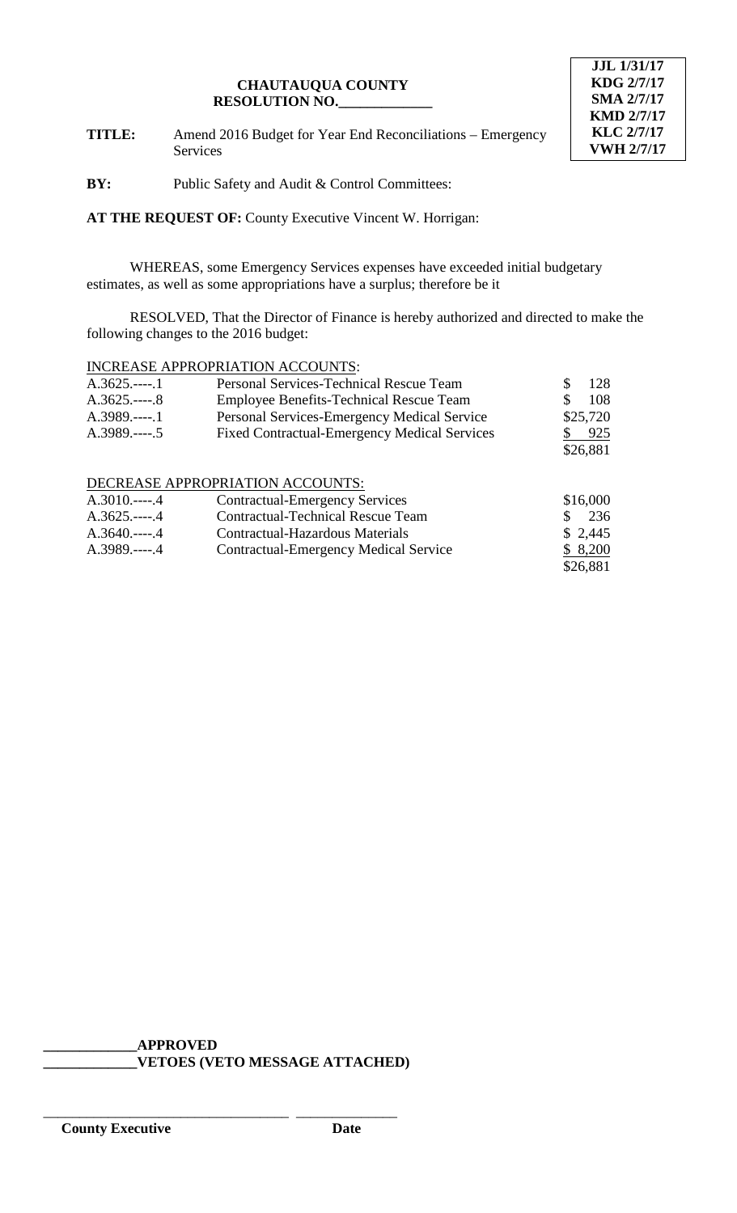**CHAUTAUQUA COUNTY**
**RESOLUTION NO.\_\_\_\_\_\_\_\_\_\_\_\_\_**

| |
|---|
| **JJL 1/31/17** |
| **KDG 2/7/17** |
| **SMA 2/7/17** |
| **KMD 2/7/17** |
| **KLC 2/7/17** |
| **VWH 2/7/17** |

**TITLE:** Amend 2016 Budget for Year End Reconciliations – Emergency Services

**BY:** Public Safety and Audit & Control Committees:

**AT THE REQUEST OF:** County Executive Vincent W. Horrigan:

WHEREAS, some Emergency Services expenses have exceeded initial budgetary estimates, as well as some appropriations have a surplus; therefore be it

RESOLVED, That the Director of Finance is hereby authorized and directed to make the following changes to the 2016 budget:

INCREASE APPROPRIATION ACCOUNTS:

| Account | Description | Amount |
|---|---|---|
| A.3625.----.1 | Personal Services-Technical Rescue Team | $ 128 |
| A.3625.----.8 | Employee Benefits-Technical Rescue Team | $ 108 |
| A.3989.----.1 | Personal Services-Emergency Medical Service | $25,720 |
| A.3989.----.5 | Fixed Contractual-Emergency Medical Services | $ 925 |
| | | $26,881 |

DECREASE APPROPRIATION ACCOUNTS:

| Account | Description | Amount |
|---|---|---|
| A.3010.----.4 | Contractual-Emergency Services | $16,000 |
| A.3625.----.4 | Contractual-Technical Rescue Team | $ 236 |
| A.3640.----.4 | Contractual-Hazardous Materials | $ 2,445 |
| A.3989.----.4 | Contractual-Emergency Medical Service | $ 8,200 |
| | | $26,881 |

\_\_\_\_\_\_\_\_\_\_\_\_\_**APPROVED**
\_\_\_\_\_\_\_\_\_\_\_\_\_**VETOES (VETO MESSAGE ATTACHED)**

\_\_\_\_\_\_\_\_\_\_\_\_\_\_\_\_\_\_\_\_\_\_\_\_\_\_\_\_\_\_\_\_\_\_ \_\_\_\_\_\_\_\_\_\_\_\_\_\_
**County Executive** **Date**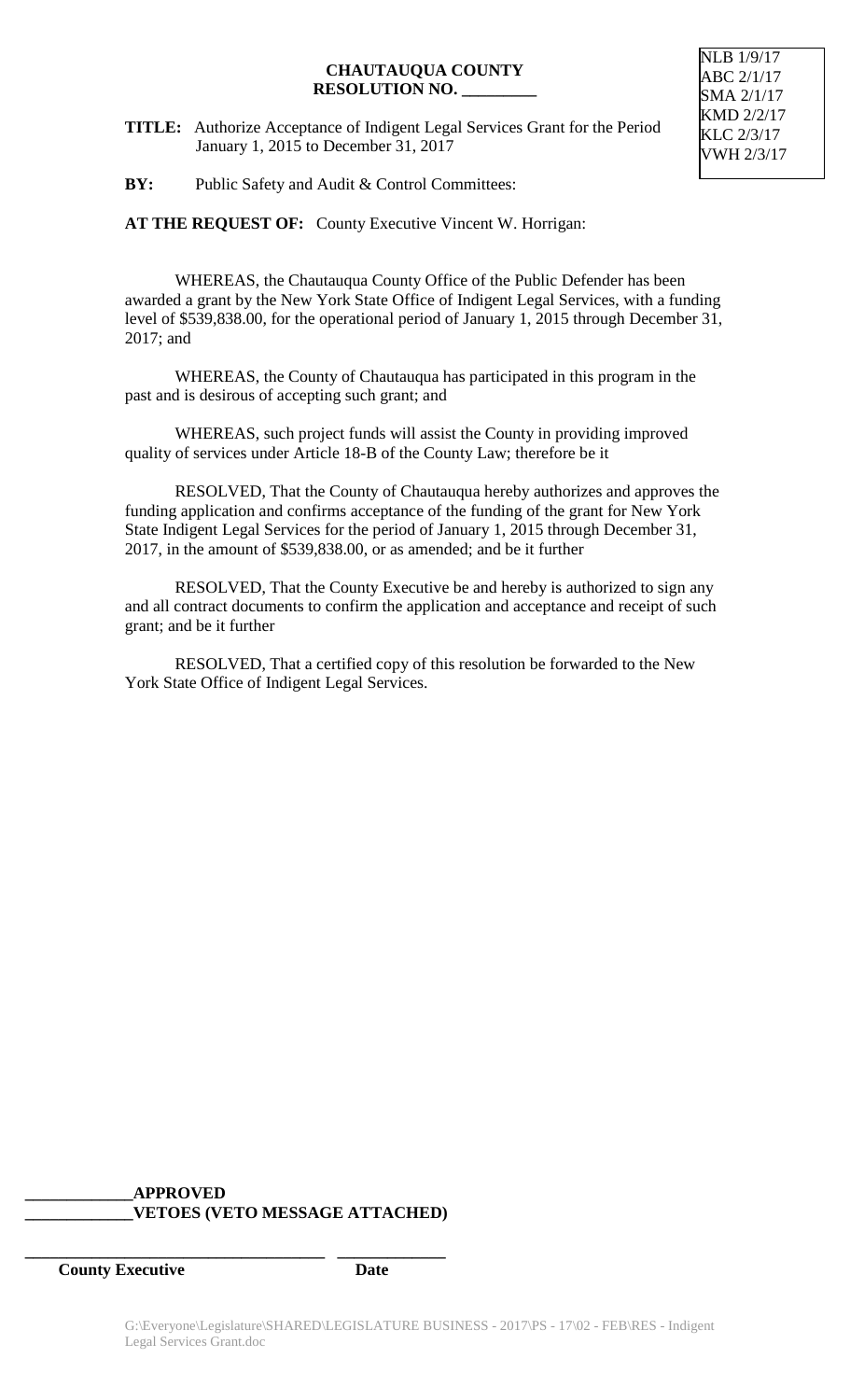NLB 1/9/17
ABC 2/1/17
SMA 2/1/17
KMD 2/2/17
KLC 2/3/17
VWH 2/3/17

**CHAUTAUQUA COUNTY**
**RESOLUTION NO. _________**

**TITLE:** Authorize Acceptance of Indigent Legal Services Grant for the Period January 1, 2015 to December 31, 2017

**BY:** Public Safety and Audit & Control Committees:

**AT THE REQUEST OF:** County Executive Vincent W. Horrigan:

WHEREAS, the Chautauqua County Office of the Public Defender has been awarded a grant by the New York State Office of Indigent Legal Services, with a funding level of $539,838.00, for the operational period of January 1, 2015 through December 31, 2017; and

WHEREAS, the County of Chautauqua has participated in this program in the past and is desirous of accepting such grant; and

WHEREAS, such project funds will assist the County in providing improved quality of services under Article 18-B of the County Law; therefore be it

RESOLVED, That the County of Chautauqua hereby authorizes and approves the funding application and confirms acceptance of the funding of the grant for New York State Indigent Legal Services for the period of January 1, 2015 through December 31, 2017, in the amount of $539,838.00, or as amended; and be it further

RESOLVED, That the County Executive be and hereby is authorized to sign any and all contract documents to confirm the application and acceptance and receipt of such grant; and be it further

RESOLVED, That a certified copy of this resolution be forwarded to the New York State Office of Indigent Legal Services.

**_____________APPROVED**
**_____________VETOES (VETO MESSAGE ATTACHED)**

**___________________________________ _____________**
**County Executive Date**

G:\Everyone\Legislature\SHARED\LEGISLATURE BUSINESS - 2017\PS - 17\02 - FEB\RES - Indigent Legal Services Grant.doc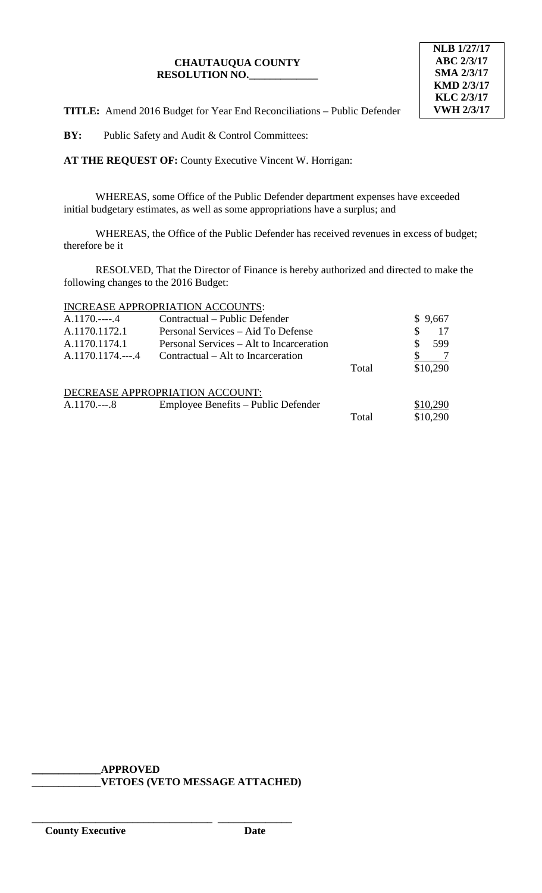**CHAUTAUQUA COUNTY**
**RESOLUTION NO.\_\_\_\_\_\_\_\_\_\_\_\_\_**

| NLB 1/27/17 |
|---|
| ABC 2/3/17 |
| SMA 2/3/17 |
| KMD 2/3/17 |
| KLC 2/3/17 |
| VWH 2/3/17 |

**TITLE:** Amend 2016 Budget for Year End Reconciliations – Public Defender

**BY:** Public Safety and Audit & Control Committees:

**AT THE REQUEST OF:** County Executive Vincent W. Horrigan:

WHEREAS, some Office of the Public Defender department expenses have exceeded initial budgetary estimates, as well as some appropriations have a surplus; and

WHEREAS, the Office of the Public Defender has received revenues in excess of budget; therefore be it

RESOLVED, That the Director of Finance is hereby authorized and directed to make the following changes to the 2016 Budget:

INCREASE APPROPRIATION ACCOUNTS:

| Account | Description | | Amount |
|---|---|---|---|
| A.1170.----.4 | Contractual – Public Defender | | $ 9,667 |
| A.1170.1172.1 | Personal Services – Aid To Defense | | $ 17 |
| A.1170.1174.1 | Personal Services – Alt to Incarceration | | $ 599 |
| A.1170.1174.---.4 | Contractual – Alt to Incarceration | | $ 7 |
| | | Total | $10,290 |

DECREASE APPROPRIATION ACCOUNT:

| Account | Description | | Amount |
|---|---|---|---|
| A.1170.---.8 | Employee Benefits – Public Defender | | $10,290 |
| | | Total | $10,290 |

\_\_\_\_\_\_\_\_\_\_\_\_\_**APPROVED**
\_\_\_\_\_\_\_\_\_\_\_\_\_**VETOES (VETO MESSAGE ATTACHED)**

\_\_\_\_\_\_\_\_\_\_\_\_\_\_\_\_\_\_\_\_\_\_\_\_\_\_\_\_\_\_\_\_\_\_ \_\_\_\_\_\_\_\_\_\_\_\_\_\_
**County Executive** **Date**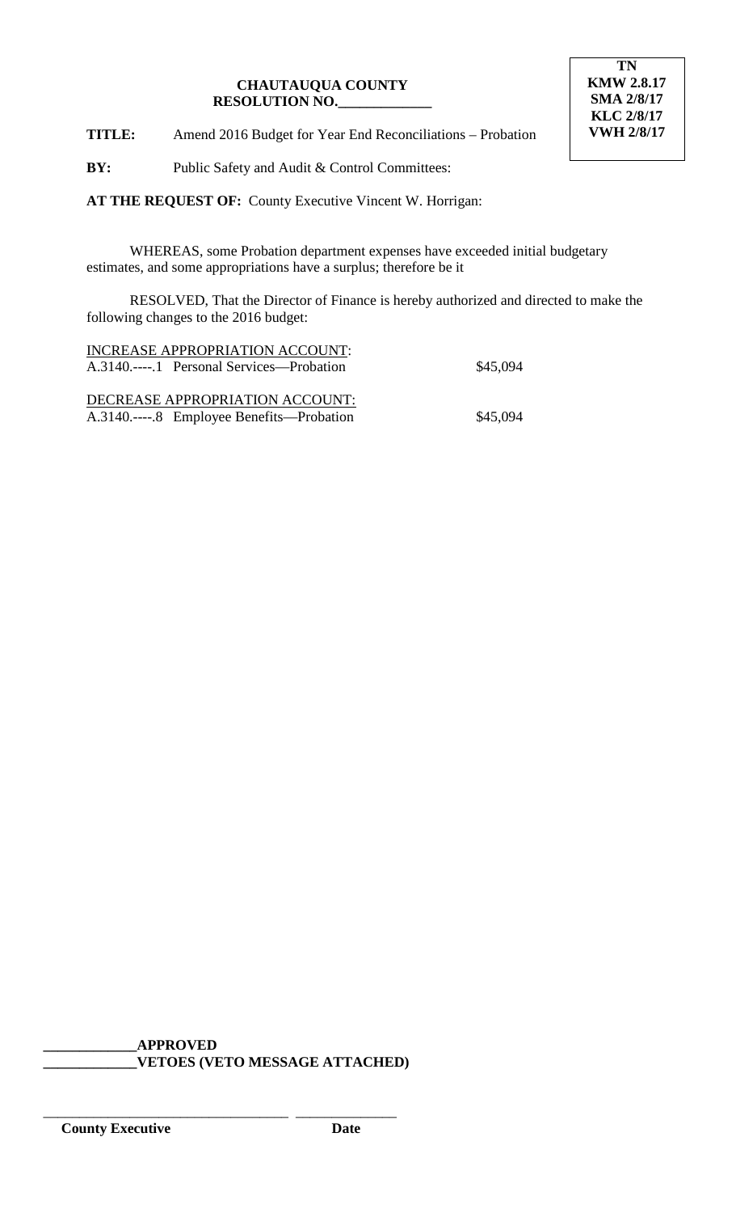**CHAUTAUQUA COUNTY**
**RESOLUTION NO.\_\_\_\_\_\_\_\_\_\_\_\_\_**

**TN**
**KMW 2.8.17**
**SMA 2/8/17**
**KLC 2/8/17**
**VWH 2/8/17**

**TITLE:** Amend 2016 Budget for Year End Reconciliations – Probation

**BY:** Public Safety and Audit & Control Committees:

**AT THE REQUEST OF:** County Executive Vincent W. Horrigan:

WHEREAS, some Probation department expenses have exceeded initial budgetary estimates, and some appropriations have a surplus; therefore be it

RESOLVED, That the Director of Finance is hereby authorized and directed to make the following changes to the 2016 budget:

INCREASE APPROPRIATION ACCOUNT:

| | |
|---|---|
| A.3140.----.1 Personal Services—Probation | $45,094 |

DECREASE APPROPRIATION ACCOUNT:

| | |
|---|---|
| A.3140.----.8 Employee Benefits—Probation | $45,094 |

**\_\_\_\_\_\_\_\_\_\_\_\_\_APPROVED**
**\_\_\_\_\_\_\_\_\_\_\_\_\_VETOES (VETO MESSAGE ATTACHED)**

\_\_\_\_\_\_\_\_\_\_\_\_\_\_\_\_\_\_\_\_\_\_\_\_\_\_\_\_\_\_\_\_\_\_ \_\_\_\_\_\_\_\_\_\_\_\_\_\_
**County Executive** **Date**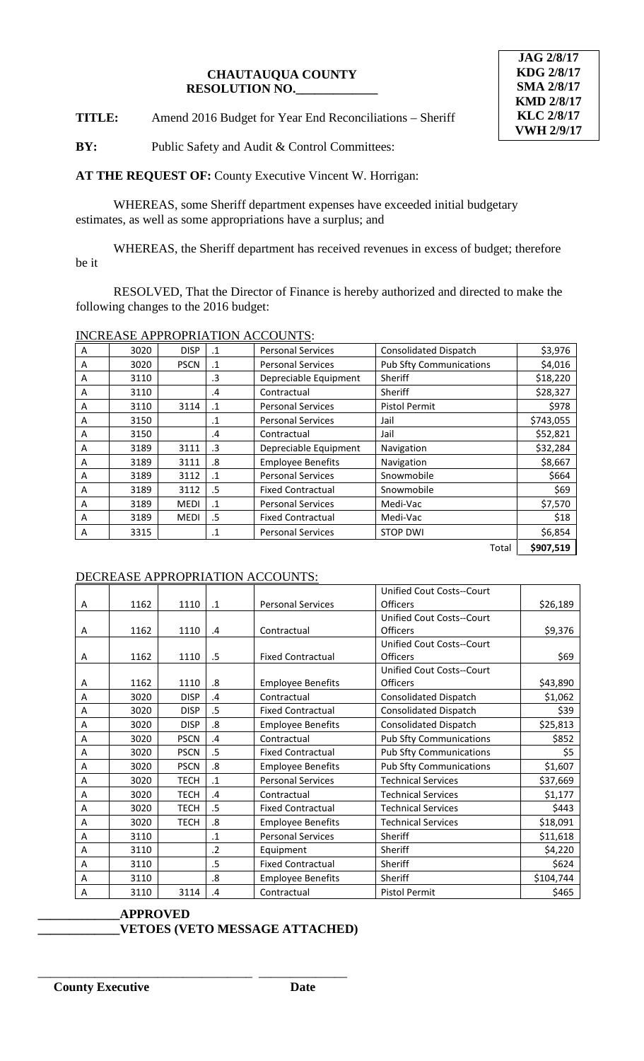| JAG 2/8/17 |
|---|
| KDG 2/8/17 |
| SMA 2/8/17 |
| KMD 2/8/17 |
| KLC 2/8/17 |
| VWH 2/9/17 |

**CHAUTAUQUA COUNTY**
**RESOLUTION NO.\_\_\_\_\_\_\_\_\_\_\_\_\_**

**TITLE:** Amend 2016 Budget for Year End Reconciliations – Sheriff

**BY:** Public Safety and Audit & Control Committees:

**AT THE REQUEST OF:** County Executive Vincent W. Horrigan:

WHEREAS, some Sheriff department expenses have exceeded initial budgetary estimates, as well as some appropriations have a surplus; and

WHEREAS, the Sheriff department has received revenues in excess of budget; therefore be it

RESOLVED, That the Director of Finance is hereby authorized and directed to make the following changes to the 2016 budget:

INCREASE APPROPRIATION ACCOUNTS:

| | | | | | | |
|---|---|---|---|---|---|---|
| A | 3020 | DISP | .1 | Personal Services | Consolidated Dispatch | $3,976 |
| A | 3020 | PSCN | .1 | Personal Services | Pub Sfty Communications | $4,016 |
| A | 3110 | | .3 | Depreciable Equipment | Sheriff | $18,220 |
| A | 3110 | | .4 | Contractual | Sheriff | $28,327 |
| A | 3110 | 3114 | .1 | Personal Services | Pistol Permit | $978 |
| A | 3150 | | .1 | Personal Services | Jail | $743,055 |
| A | 3150 | | .4 | Contractual | Jail | $52,821 |
| A | 3189 | 3111 | .3 | Depreciable Equipment | Navigation | $32,284 |
| A | 3189 | 3111 | .8 | Employee Benefits | Navigation | $8,667 |
| A | 3189 | 3112 | .1 | Personal Services | Snowmobile | $664 |
| A | 3189 | 3112 | .5 | Fixed Contractual | Snowmobile | $69 |
| A | 3189 | MEDI | .1 | Personal Services | Medi-Vac | $7,570 |
| A | 3189 | MEDI | .5 | Fixed Contractual | Medi-Vac | $18 |
| A | 3315 | | .1 | Personal Services | STOP DWI | $6,854 |
| | | | | | Total | **$907,519** |

DECREASE APPROPRIATION ACCOUNTS:

| | | | | | | |
|---|---|---|---|---|---|---|
| A | 1162 | 1110 | .1 | Personal Services | Unified Cout Costs--Court Officers | $26,189 |
| A | 1162 | 1110 | .4 | Contractual | Unified Cout Costs--Court Officers | $9,376 |
| A | 1162 | 1110 | .5 | Fixed Contractual | Unified Cout Costs--Court Officers | $69 |
| A | 1162 | 1110 | .8 | Employee Benefits | Unified Cout Costs--Court Officers | $43,890 |
| A | 3020 | DISP | .4 | Contractual | Consolidated Dispatch | $1,062 |
| A | 3020 | DISP | .5 | Fixed Contractual | Consolidated Dispatch | $39 |
| A | 3020 | DISP | .8 | Employee Benefits | Consolidated Dispatch | $25,813 |
| A | 3020 | PSCN | .4 | Contractual | Pub Sfty Communications | $852 |
| A | 3020 | PSCN | .5 | Fixed Contractual | Pub Sfty Communications | $5 |
| A | 3020 | PSCN | .8 | Employee Benefits | Pub Sfty Communications | $1,607 |
| A | 3020 | TECH | .1 | Personal Services | Technical Services | $37,669 |
| A | 3020 | TECH | .4 | Contractual | Technical Services | $1,177 |
| A | 3020 | TECH | .5 | Fixed Contractual | Technical Services | $443 |
| A | 3020 | TECH | .8 | Employee Benefits | Technical Services | $18,091 |
| A | 3110 | | .1 | Personal Services | Sheriff | $11,618 |
| A | 3110 | | .2 | Equipment | Sheriff | $4,220 |
| A | 3110 | | .5 | Fixed Contractual | Sheriff | $624 |
| A | 3110 | | .8 | Employee Benefits | Sheriff | $104,744 |
| A | 3110 | 3114 | .4 | Contractual | Pistol Permit | $465 |

**\_\_\_\_\_\_\_\_\_\_\_\_\_APPROVED**
**\_\_\_\_\_\_\_\_\_\_\_\_\_VETOES (VETO MESSAGE ATTACHED)**

\_\_\_\_\_\_\_\_\_\_\_\_\_\_\_\_\_\_\_\_\_\_\_\_\_\_\_\_\_\_\_\_\_\_ \_\_\_\_\_\_\_\_\_\_\_\_\_\_\_
**County Executive** **Date**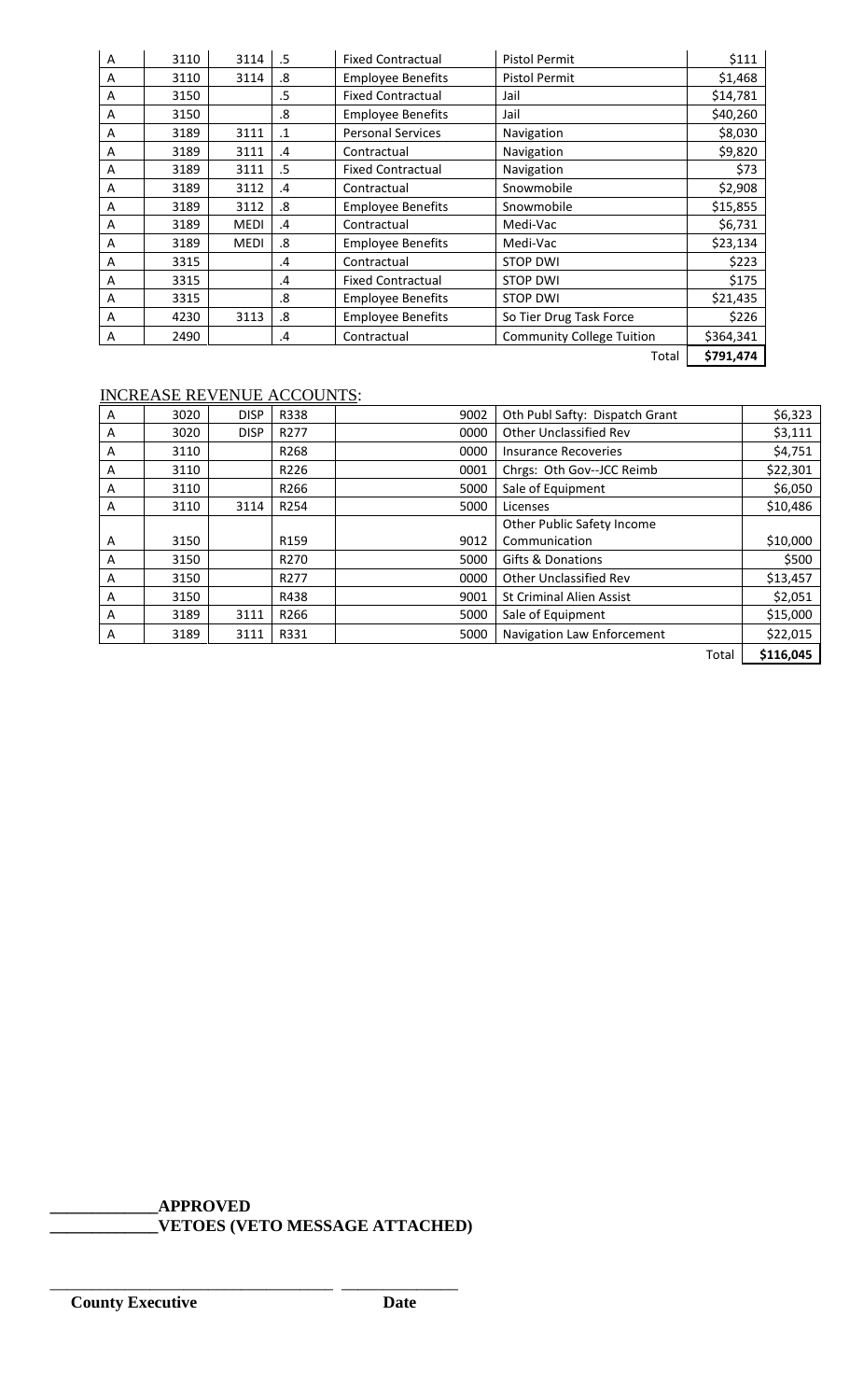| A | 3110 | 3114 | .5 | Fixed Contractual | Pistol Permit | $111 |
|---|---|---|---|---|---|---|
| A | 3110 | 3114 | .8 | Employee Benefits | Pistol Permit | $1,468 |
| A | 3150 | | .5 | Fixed Contractual | Jail | $14,781 |
| A | 3150 | | .8 | Employee Benefits | Jail | $40,260 |
| A | 3189 | 3111 | .1 | Personal Services | Navigation | $8,030 |
| A | 3189 | 3111 | .4 | Contractual | Navigation | $9,820 |
| A | 3189 | 3111 | .5 | Fixed Contractual | Navigation | $73 |
| A | 3189 | 3112 | .4 | Contractual | Snowmobile | $2,908 |
| A | 3189 | 3112 | .8 | Employee Benefits | Snowmobile | $15,855 |
| A | 3189 | MEDI | .4 | Contractual | Medi-Vac | $6,731 |
| A | 3189 | MEDI | .8 | Employee Benefits | Medi-Vac | $23,134 |
| A | 3315 | | .4 | Contractual | STOP DWI | $223 |
| A | 3315 | | .4 | Fixed Contractual | STOP DWI | $175 |
| A | 3315 | | .8 | Employee Benefits | STOP DWI | $21,435 |
| A | 4230 | 3113 | .8 | Employee Benefits | So Tier Drug Task Force | $226 |
| A | 2490 | | .4 | Contractual | Community College Tuition | $364,341 |
| | | | | | Total | **$791,474** |

INCREASE REVENUE ACCOUNTS:

| A | 3020 | DISP | R338 | 9002 | Oth Publ Safty: Dispatch Grant | $6,323 |
|---|---|---|---|---|---|---|
| A | 3020 | DISP | R277 | 0000 | Other Unclassified Rev | $3,111 |
| A | 3110 | | R268 | 0000 | Insurance Recoveries | $4,751 |
| A | 3110 | | R226 | 0001 | Chrgs: Oth Gov--JCC Reimb | $22,301 |
| A | 3110 | | R266 | 5000 | Sale of Equipment | $6,050 |
| A | 3110 | 3114 | R254 | 5000 | Licenses | $10,486 |
| A | 3150 | | R159 | 9012 | Other Public Safety Income Communication | $10,000 |
| A | 3150 | | R270 | 5000 | Gifts & Donations | $500 |
| A | 3150 | | R277 | 0000 | Other Unclassified Rev | $13,457 |
| A | 3150 | | R438 | 9001 | St Criminal Alien Assist | $2,051 |
| A | 3189 | 3111 | R266 | 5000 | Sale of Equipment | $15,000 |
| A | 3189 | 3111 | R331 | 5000 | Navigation Law Enforcement | $22,015 |
| | | | | | Total | **$116,045** |

_____________**APPROVED**

_____________**VETOES (VETO MESSAGE ATTACHED)**

___________________________________ _______________

**County Executive** **Date**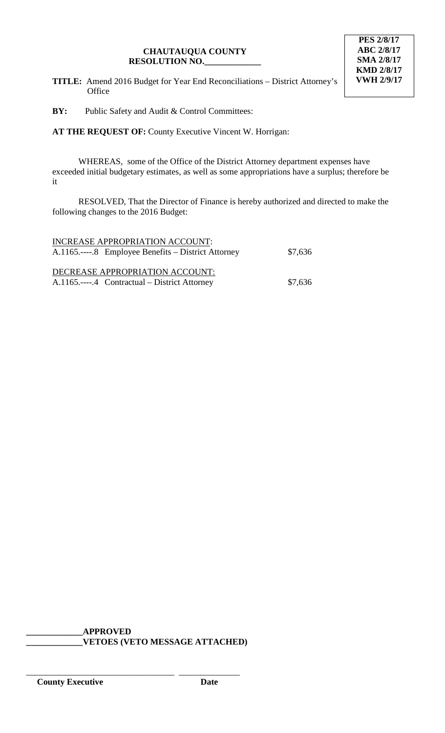**PES 2/8/17**
**ABC 2/8/17**
**SMA 2/8/17**
**KMD 2/8/17**
**VWH 2/9/17**

**CHAUTAUQUA COUNTY**
**RESOLUTION NO.\_\_\_\_\_\_\_\_\_\_\_\_\_**

**TITLE:** Amend 2016 Budget for Year End Reconciliations – District Attorney's Office

**BY:** Public Safety and Audit & Control Committees:

**AT THE REQUEST OF:** County Executive Vincent W. Horrigan:

WHEREAS, some of the Office of the District Attorney department expenses have exceeded initial budgetary estimates, as well as some appropriations have a surplus; therefore be it

RESOLVED, That the Director of Finance is hereby authorized and directed to make the following changes to the 2016 Budget:

INCREASE APPROPRIATION ACCOUNT:

| | |
|---|---|
| A.1165.----.8 Employee Benefits – District Attorney | $7,636 |

DECREASE APPROPRIATION ACCOUNT:

| | |
|---|---|
| A.1165.----.4 Contractual – District Attorney | $7,636 |

\_\_\_\_\_\_\_\_\_\_\_\_\_**APPROVED**
\_\_\_\_\_\_\_\_\_\_\_\_\_**VETOES (VETO MESSAGE ATTACHED)**

\_\_\_\_\_\_\_\_\_\_\_\_\_\_\_\_\_\_\_\_\_\_\_\_\_\_\_\_\_\_\_\_\_\_ \_\_\_\_\_\_\_\_\_\_\_\_\_\_
**County Executive** **Date**